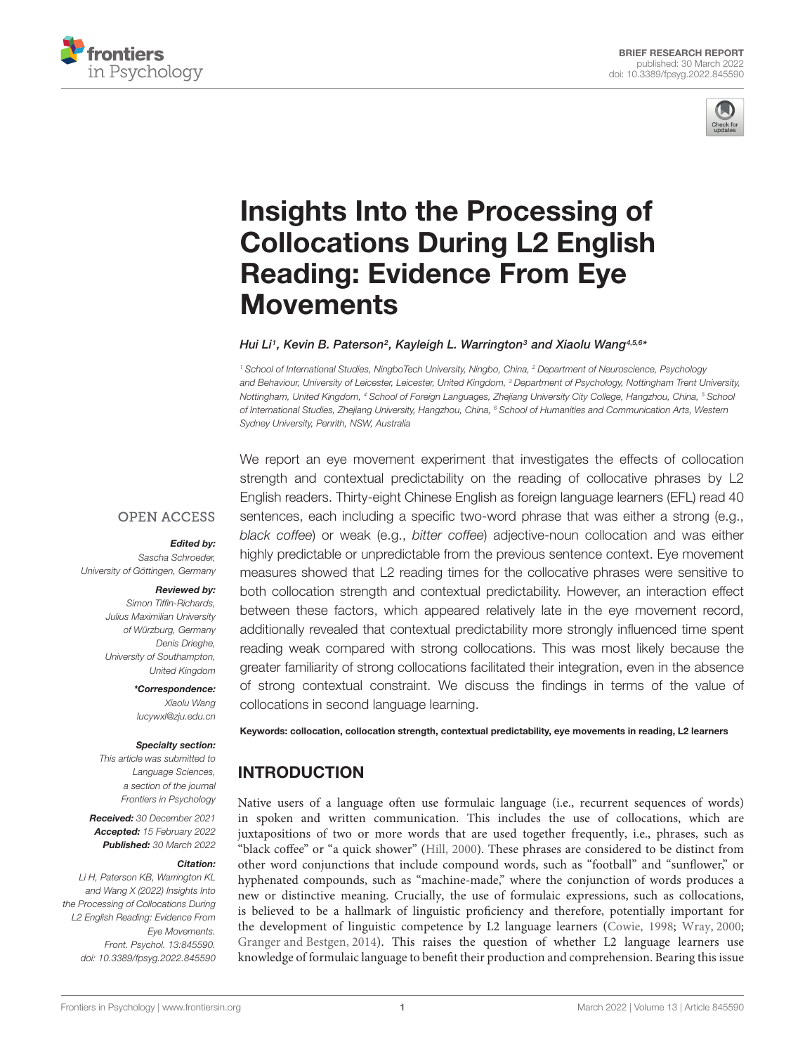BRIEF RESEARCH REPORT
published: 30 March 2022
doi: 10.3389/fpsyg.2022.845590

# Insights Into the Processing of Collocations During L2 English Reading: Evidence From Eye Movements

*Hui Li[1], Kevin B. Paterson[2], Kayleigh L. Warrington[3] and Xiaolu Wang[4,5,6]\**

[1] School of International Studies, NingboTech University, Ningbo, China, [2] Department of Neuroscience, Psychology and Behaviour, University of Leicester, Leicester, United Kingdom, [3] Department of Psychology, Nottingham Trent University, Nottingham, United Kingdom, [4] School of Foreign Languages, Zhejiang University City College, Hangzhou, China, [5] School of International Studies, Zhejiang University, Hangzhou, China, [6] School of Humanities and Communication Arts, Western Sydney University, Penrith, NSW, Australia

OPEN ACCESS

***Edited by:***
Sascha Schroeder,
University of Göttingen, Germany

***Reviewed by:***
Simon Tiffin-Richards,
Julius Maximilian University of Würzburg, Germany
Denis Drieghe,
University of Southampton, United Kingdom

***\*Correspondence:***
Xiaolu Wang
lucywxl@zju.edu.cn

***Specialty section:***
This article was submitted to Language Sciences, a section of the journal Frontiers in Psychology

**Received:** 30 December 2021
**Accepted:** 15 February 2022
**Published:** 30 March 2022

***Citation:***
Li H, Paterson KB, Warrington KL and Wang X (2022) Insights Into the Processing of Collocations During L2 English Reading: Evidence From Eye Movements. Front. Psychol. 13:845590. doi: 10.3389/fpsyg.2022.845590

We report an eye movement experiment that investigates the effects of collocation strength and contextual predictability on the reading of collocative phrases by L2 English readers. Thirty-eight Chinese English as foreign language learners (EFL) read 40 sentences, each including a specific two-word phrase that was either a strong (e.g., *black coffee*) or weak (e.g., *bitter coffee*) adjective-noun collocation and was either highly predictable or unpredictable from the previous sentence context. Eye movement measures showed that L2 reading times for the collocative phrases were sensitive to both collocation strength and contextual predictability. However, an interaction effect between these factors, which appeared relatively late in the eye movement record, additionally revealed that contextual predictability more strongly influenced time spent reading weak compared with strong collocations. This was most likely because the greater familiarity of strong collocations facilitated their integration, even in the absence of strong contextual constraint. We discuss the findings in terms of the value of collocations in second language learning.

**Keywords: collocation, collocation strength, contextual predictability, eye movements in reading, L2 learners**

## INTRODUCTION

Native users of a language often use formulaic language (i.e., recurrent sequences of words) in spoken and written communication. This includes the use of collocations, which are juxtapositions of two or more words that are used together frequently, i.e., phrases, such as "black coffee" or "a quick shower" (Hill, 2000). These phrases are considered to be distinct from other word conjunctions that include compound words, such as "football" and "sunflower," or hyphenated compounds, such as "machine-made," where the conjunction of words produces a new or distinctive meaning. Crucially, the use of formulaic expressions, such as collocations, is believed to be a hallmark of linguistic proficiency and therefore, potentially important for the development of linguistic competence by L2 language learners (Cowie, 1998; Wray, 2000; Granger and Bestgen, 2014). This raises the question of whether L2 language learners use knowledge of formulaic language to benefit their production and comprehension. Bearing this issue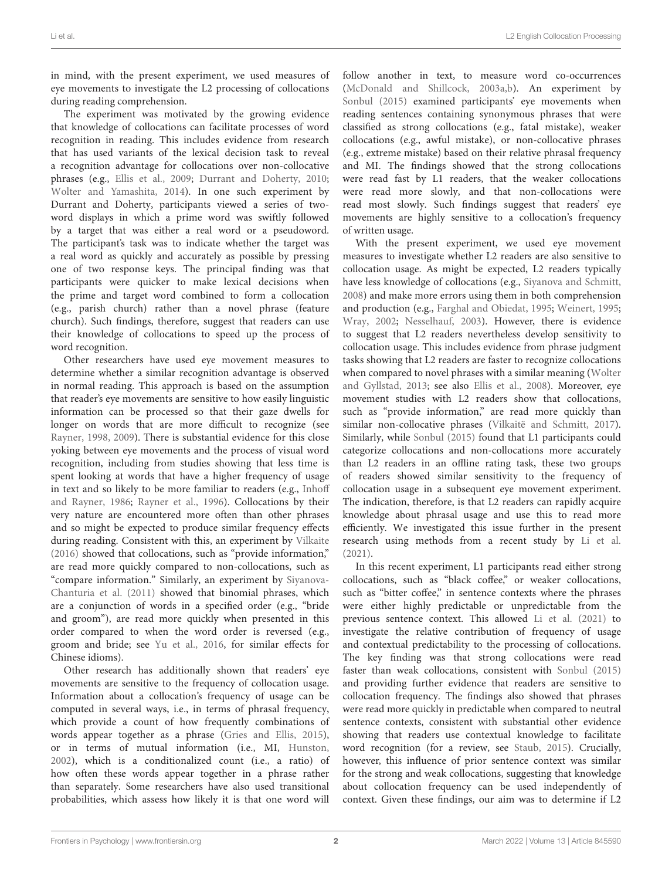in mind, with the present experiment, we used measures of eye movements to investigate the L2 processing of collocations during reading comprehension.

The experiment was motivated by the growing evidence that knowledge of collocations can facilitate processes of word recognition in reading. This includes evidence from research that has used variants of the lexical decision task to reveal a recognition advantage for collocations over non-collocative phrases (e.g., Ellis et al., 2009; Durrant and Doherty, 2010; Wolter and Yamashita, 2014). In one such experiment by Durrant and Doherty, participants viewed a series of two-word displays in which a prime word was swiftly followed by a target that was either a real word or a pseudoword. The participant's task was to indicate whether the target was a real word as quickly and accurately as possible by pressing one of two response keys. The principal finding was that participants were quicker to make lexical decisions when the prime and target word combined to form a collocation (e.g., parish church) rather than a novel phrase (feature church). Such findings, therefore, suggest that readers can use their knowledge of collocations to speed up the process of word recognition.

Other researchers have used eye movement measures to determine whether a similar recognition advantage is observed in normal reading. This approach is based on the assumption that reader's eye movements are sensitive to how easily linguistic information can be processed so that their gaze dwells for longer on words that are more difficult to recognize (see Rayner, 1998, 2009). There is substantial evidence for this close yoking between eye movements and the process of visual word recognition, including from studies showing that less time is spent looking at words that have a higher frequency of usage in text and so likely to be more familiar to readers (e.g., Inhoff and Rayner, 1986; Rayner et al., 1996). Collocations by their very nature are encountered more often than other phrases and so might be expected to produce similar frequency effects during reading. Consistent with this, an experiment by Vilkaite (2016) showed that collocations, such as "provide information," are read more quickly compared to non-collocations, such as "compare information." Similarly, an experiment by Siyanova-Chanturia et al. (2011) showed that binomial phrases, which are a conjunction of words in a specified order (e.g., "bride and groom"), are read more quickly when presented in this order compared to when the word order is reversed (e.g., groom and bride; see Yu et al., 2016, for similar effects for Chinese idioms).

Other research has additionally shown that readers' eye movements are sensitive to the frequency of collocation usage. Information about a collocation's frequency of usage can be computed in several ways, i.e., in terms of phrasal frequency, which provide a count of how frequently combinations of words appear together as a phrase (Gries and Ellis, 2015), or in terms of mutual information (i.e., MI, Hunston, 2002), which is a conditionalized count (i.e., a ratio) of how often these words appear together in a phrase rather than separately. Some researchers have also used transitional probabilities, which assess how likely it is that one word will follow another in text, to measure word co-occurrences (McDonald and Shillcock, 2003a,b). An experiment by Sonbul (2015) examined participants' eye movements when reading sentences containing synonymous phrases that were classified as strong collocations (e.g., fatal mistake), weaker collocations (e.g., awful mistake), or non-collocative phrases (e.g., extreme mistake) based on their relative phrasal frequency and MI. The findings showed that the strong collocations were read fast by L1 readers, that the weaker collocations were read more slowly, and that non-collocations were read most slowly. Such findings suggest that readers' eye movements are highly sensitive to a collocation's frequency of written usage.

With the present experiment, we used eye movement measures to investigate whether L2 readers are also sensitive to collocation usage. As might be expected, L2 readers typically have less knowledge of collocations (e.g., Siyanova and Schmitt, 2008) and make more errors using them in both comprehension and production (e.g., Farghal and Obiedat, 1995; Weinert, 1995; Wray, 2002; Nesselhauf, 2003). However, there is evidence to suggest that L2 readers nevertheless develop sensitivity to collocation usage. This includes evidence from phrase judgment tasks showing that L2 readers are faster to recognize collocations when compared to novel phrases with a similar meaning (Wolter and Gyllstad, 2013; see also Ellis et al., 2008). Moreover, eye movement studies with L2 readers show that collocations, such as "provide information," are read more quickly than similar non-collocative phrases (Vilkaitė and Schmitt, 2017). Similarly, while Sonbul (2015) found that L1 participants could categorize collocations and non-collocations more accurately than L2 readers in an offline rating task, these two groups of readers showed similar sensitivity to the frequency of collocation usage in a subsequent eye movement experiment. The indication, therefore, is that L2 readers can rapidly acquire knowledge about phrasal usage and use this to read more efficiently. We investigated this issue further in the present research using methods from a recent study by Li et al. (2021).

In this recent experiment, L1 participants read either strong collocations, such as "black coffee," or weaker collocations, such as "bitter coffee," in sentence contexts where the phrases were either highly predictable or unpredictable from the previous sentence context. This allowed Li et al. (2021) to investigate the relative contribution of frequency of usage and contextual predictability to the processing of collocations. The key finding was that strong collocations were read faster than weak collocations, consistent with Sonbul (2015) and providing further evidence that readers are sensitive to collocation frequency. The findings also showed that phrases were read more quickly in predictable when compared to neutral sentence contexts, consistent with substantial other evidence showing that readers use contextual knowledge to facilitate word recognition (for a review, see Staub, 2015). Crucially, however, this influence of prior sentence context was similar for the strong and weak collocations, suggesting that knowledge about collocation frequency can be used independently of context. Given these findings, our aim was to determine if L2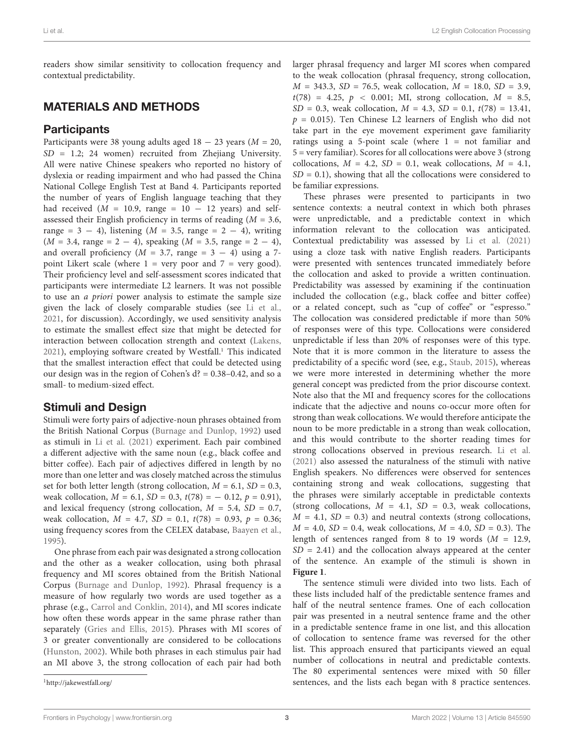readers show similar sensitivity to collocation frequency and contextual predictability.

## MATERIALS AND METHODS

### Participants

Participants were 38 young adults aged 18 − 23 years ($M$ = 20, $SD$ = 1.2; 24 women) recruited from Zhejiang University. All were native Chinese speakers who reported no history of dyslexia or reading impairment and who had passed the China National College English Test at Band 4. Participants reported the number of years of English language teaching that they had received ($M$ = 10.9, range = 10 − 12 years) and self-assessed their English proficiency in terms of reading ($M$ = 3.6, range = 3 − 4), listening ($M$ = 3.5, range = 2 − 4), writing ($M$ = 3.4, range = 2 − 4), speaking ($M$ = 3.5, range = 2 − 4), and overall proficiency ($M$ = 3.7, range = 3 − 4) using a 7-point Likert scale (where 1 = very poor and 7 = very good). Their proficiency level and self-assessment scores indicated that participants were intermediate L2 learners. It was not possible to use an *a priori* power analysis to estimate the sample size given the lack of closely comparable studies (see Li et al., 2021, for discussion). Accordingly, we used sensitivity analysis to estimate the smallest effect size that might be detected for interaction between collocation strength and context (Lakens, 2021), employing software created by Westfall.[1] This indicated that the smallest interaction effect that could be detected using our design was in the region of Cohen's d? = 0.38–0.42, and so a small- to medium-sized effect.

### Stimuli and Design

Stimuli were forty pairs of adjective-noun phrases obtained from the British National Corpus (Burnage and Dunlop, 1992) used as stimuli in Li et al. (2021) experiment. Each pair combined a different adjective with the same noun (e.g., black coffee and bitter coffee). Each pair of adjectives differed in length by no more than one letter and was closely matched across the stimulus set for both letter length (strong collocation, $M$ = 6.1, $SD$ = 0.3, weak collocation, $M$ = 6.1, $SD$ = 0.3, $t(78) = -0.12$, $p$ = 0.91), and lexical frequency (strong collocation, $M$ = 5.4, $SD$ = 0.7, weak collocation, $M$ = 4.7, $SD$ = 0.1, $t(78)$ = 0.93, $p$ = 0.36; using frequency scores from the CELEX database, Baayen et al., 1995).

One phrase from each pair was designated a strong collocation and the other as a weaker collocation, using both phrasal frequency and MI scores obtained from the British National Corpus (Burnage and Dunlop, 1992). Phrasal frequency is a measure of how regularly two words are used together as a phrase (e.g., Carrol and Conklin, 2014), and MI scores indicate how often these words appear in the same phrase rather than separately (Gries and Ellis, 2015). Phrases with MI scores of 3 or greater conventionally are considered to be collocations (Hunston, 2002). While both phrases in each stimulus pair had an MI above 3, the strong collocation of each pair had both larger phrasal frequency and larger MI scores when compared to the weak collocation (phrasal frequency, strong collocation, $M$ = 343.3, $SD$ = 76.5, weak collocation, $M$ = 18.0, $SD$ = 3.9, $t(78)$ = 4.25, $p$ < 0.001; MI, strong collocation, $M$ = 8.5, $SD$ = 0.3, weak collocation, $M$ = 4.3, $SD$ = 0.1, $t(78)$ = 13.41, $p$ = 0.015). Ten Chinese L2 learners of English who did not take part in the eye movement experiment gave familiarity ratings using a 5-point scale (where 1 = not familiar and 5 = very familiar). Scores for all collocations were above 3 (strong collocations, $M$ = 4.2, $SD$ = 0.1, weak collocations, $M$ = 4.1, $SD$ = 0.1), showing that all the collocations were considered to be familiar expressions.

These phrases were presented to participants in two sentence contexts: a neutral context in which both phrases were unpredictable, and a predictable context in which information relevant to the collocation was anticipated. Contextual predictability was assessed by Li et al. (2021) using a cloze task with native English readers. Participants were presented with sentences truncated immediately before the collocation and asked to provide a written continuation. Predictability was assessed by examining if the continuation included the collocation (e.g., black coffee and bitter coffee) or a related concept, such as "cup of coffee" or "espresso." The collocation was considered predictable if more than 50% of responses were of this type. Collocations were considered unpredictable if less than 20% of responses were of this type. Note that it is more common in the literature to assess the predictability of a specific word (see, e.g., Staub, 2015), whereas we were more interested in determining whether the more general concept was predicted from the prior discourse context. Note also that the MI and frequency scores for the collocations indicate that the adjective and nouns co-occur more often for strong than weak collocations. We would therefore anticipate the noun to be more predictable in a strong than weak collocation, and this would contribute to the shorter reading times for strong collocations observed in previous research. Li et al. (2021) also assessed the naturalness of the stimuli with native English speakers. No differences were observed for sentences containing strong and weak collocations, suggesting that the phrases were similarly acceptable in predictable contexts (strong collocations, $M$ = 4.1, $SD$ = 0.3, weak collocations, $M$ = 4.1, $SD$ = 0.3) and neutral contexts (strong collocations, $M$ = 4.0, $SD$ = 0.4, weak collocations, $M$ = 4.0, $SD$ = 0.3). The length of sentences ranged from 8 to 19 words ($M$ = 12.9, $SD$ = 2.41) and the collocation always appeared at the center of the sentence. An example of the stimuli is shown in **Figure 1**.

The sentence stimuli were divided into two lists. Each of these lists included half of the predictable sentence frames and half of the neutral sentence frames. One of each collocation pair was presented in a neutral sentence frame and the other in a predictable sentence frame in one list, and this allocation of collocation to sentence frame was reversed for the other list. This approach ensured that participants viewed an equal number of collocations in neutral and predictable contexts. The 80 experimental sentences were mixed with 50 filler sentences, and the lists each began with 8 practice sentences.

[1] http://jakewestfall.org/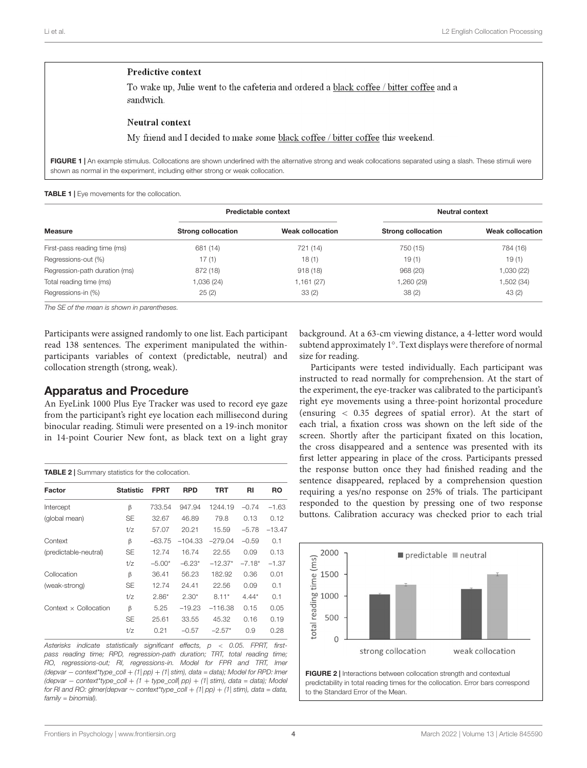**Predictive context**

To wake up, Julie went to the cafeteria and ordered a black coffee / bitter coffee and a sandwich.

**Neutral context**

My friend and I decided to make some black coffee / bitter coffee this weekend.

**FIGURE 1 |** An example stimulus. Collocations are shown underlined with the alternative strong and weak collocations separated using a slash. These stimuli were shown as normal in the experiment, including either strong or weak collocation.

**TABLE 1 |** Eye movements for the collocation.

| Measure | Predictable context | | Neutral context | |
|---|---|---|---|---|
| | Strong collocation | Weak collocation | Strong collocation | Weak collocation |
| First-pass reading time (ms) | 681 (14) | 721 (14) | 750 (15) | 784 (16) |
| Regressions-out (%) | 17 (1) | 18 (1) | 19 (1) | 19 (1) |
| Regression-path duration (ms) | 872 (18) | 918 (18) | 968 (20) | 1,030 (22) |
| Total reading time (ms) | 1,036 (24) | 1,161 (27) | 1,260 (29) | 1,502 (34) |
| Regressions-in (%) | 25 (2) | 33 (2) | 38 (2) | 43 (2) |

*The SE of the mean is shown in parentheses.*

Participants were assigned randomly to one list. Each participant read 138 sentences. The experiment manipulated the within-participants variables of context (predictable, neutral) and collocation strength (strong, weak).

## Apparatus and Procedure

An EyeLink 1000 Plus Eye Tracker was used to record eye gaze from the participant's right eye location each millisecond during binocular reading. Stimuli were presented on a 19-inch monitor in 14-point Courier New font, as black text on a light gray background. At a 63-cm viewing distance, a 4-letter word would subtend approximately 1°. Text displays were therefore of normal size for reading.

Participants were tested individually. Each participant was instructed to read normally for comprehension. At the start of the experiment, the eye-tracker was calibrated to the participant's right eye movements using a three-point horizontal procedure (ensuring < 0.35 degrees of spatial error). At the start of each trial, a fixation cross was shown on the left side of the screen. Shortly after the participant fixated on this location, the cross disappeared and a sentence was presented with its first letter appearing in place of the cross. Participants pressed the response button once they had finished reading and the sentence disappeared, replaced by a comprehension question requiring a yes/no response on 25% of trials. The participant responded to the question by pressing one of two response buttons. Calibration accuracy was checked prior to each trial

**TABLE 2 |** Summary statistics for the collocation.

| Factor | Statistic | FPRT | RPD | TRT | RI | RO |
|---|---|---|---|---|---|---|
| Intercept | β | 733.54 | 947.94 | 1244.19 | −0.74 | −1.63 |
| (global mean) | SE | 32.67 | 46.89 | 79.8 | 0.13 | 0.12 |
| | t/z | 57.07 | 20.21 | 15.59 | −5.78 | −13.47 |
| Context | β | −63.75 | −104.33 | −279.04 | −0.59 | 0.1 |
| (predictable-neutral) | SE | 12.74 | 16.74 | 22.55 | 0.09 | 0.13 |
| | t/z | −5.00* | −6.23* | −12.37* | −7.18* | −1.37 |
| Collocation | β | 36.41 | 56.23 | 182.92 | 0.36 | 0.01 |
| (weak-strong) | SE | 12.74 | 24.41 | 22.56 | 0.09 | 0.1 |
| | t/z | 2.86* | 2.30* | 8.11* | 4.44* | 0.1 |
| Context × Collocation | β | 5.25 | −19.23 | −116.38 | 0.15 | 0.05 |
| | SE | 25.61 | 33.55 | 45.32 | 0.16 | 0.19 |
| | t/z | 0.21 | −0.57 | −2.57* | 0.9 | 0.28 |

*Asterisks indicate statistically significant effects, $p < 0.05$. FPRT, first-pass reading time; RPD, regression-path duration; TRT, total reading time; RO, regressions-out; RI, regressions-in. Model for FPR and TRT, lmer (depvar − context*type_coll + (1| pp) + (1| stim), data = data); Model for RPD: lmer (depvar − context*type_coll + (1 + type_coll| pp) + (1| stim), data = data); Model for RI and RO: glmer(depvar ∼ context*type_coll + (1| pp) + (1| stim), data = data, family = binomial).*

**FIGURE 2 |** Interactions between collocation strength and contextual predictability in total reading times for the collocation. Error bars correspond to the Standard Error of the Mean.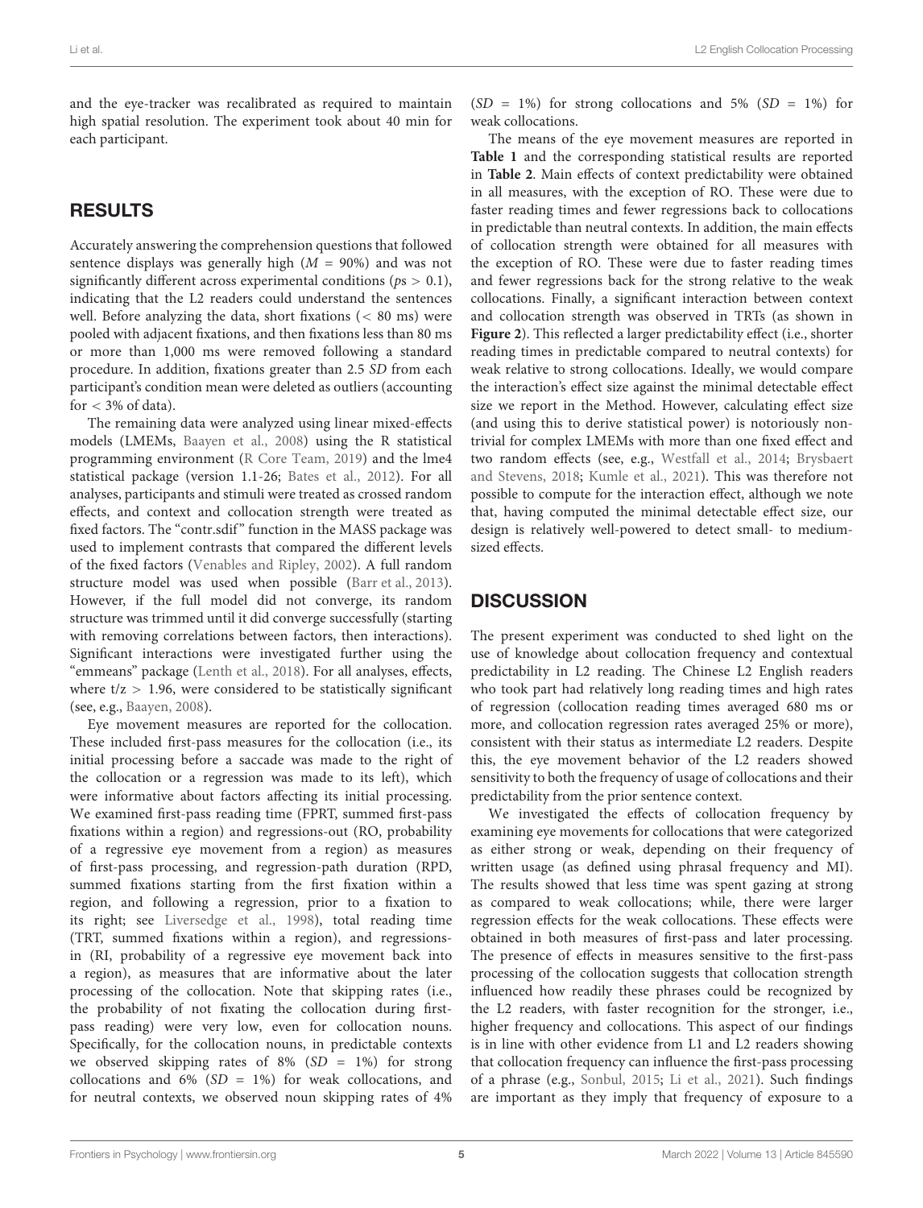and the eye-tracker was recalibrated as required to maintain high spatial resolution. The experiment took about 40 min for each participant.

## RESULTS

Accurately answering the comprehension questions that followed sentence displays was generally high ($M$ = 90%) and was not significantly different across experimental conditions ($p$s > 0.1), indicating that the L2 readers could understand the sentences well. Before analyzing the data, short fixations (< 80 ms) were pooled with adjacent fixations, and then fixations less than 80 ms or more than 1,000 ms were removed following a standard procedure. In addition, fixations greater than 2.5 $SD$ from each participant's condition mean were deleted as outliers (accounting for < 3% of data).

The remaining data were analyzed using linear mixed-effects models (LMEMs, Baayen et al., 2008) using the R statistical programming environment (R Core Team, 2019) and the lme4 statistical package (version 1.1-26; Bates et al., 2012). For all analyses, participants and stimuli were treated as crossed random effects, and context and collocation strength were treated as fixed factors. The "contr.sdif" function in the MASS package was used to implement contrasts that compared the different levels of the fixed factors (Venables and Ripley, 2002). A full random structure model was used when possible (Barr et al., 2013). However, if the full model did not converge, its random structure was trimmed until it did converge successfully (starting with removing correlations between factors, then interactions). Significant interactions were investigated further using the "emmeans" package (Lenth et al., 2018). For all analyses, effects, where t/z > 1.96, were considered to be statistically significant (see, e.g., Baayen, 2008).

Eye movement measures are reported for the collocation. These included first-pass measures for the collocation (i.e., its initial processing before a saccade was made to the right of the collocation or a regression was made to its left), which were informative about factors affecting its initial processing. We examined first-pass reading time (FPRT, summed first-pass fixations within a region) and regressions-out (RO, probability of a regressive eye movement from a region) as measures of first-pass processing, and regression-path duration (RPD, summed fixations starting from the first fixation within a region, and following a regression, prior to a fixation to its right; see Liversedge et al., 1998), total reading time (TRT, summed fixations within a region), and regressions-in (RI, probability of a regressive eye movement back into a region), as measures that are informative about the later processing of the collocation. Note that skipping rates (i.e., the probability of not fixating the collocation during first-pass reading) were very low, even for collocation nouns. Specifically, for the collocation nouns, in predictable contexts we observed skipping rates of 8% ($SD$ = 1%) for strong collocations and 6% ($SD$ = 1%) for weak collocations, and for neutral contexts, we observed noun skipping rates of 4% ($SD$ = 1%) for strong collocations and 5% ($SD$ = 1%) for weak collocations.

The means of the eye movement measures are reported in **Table 1** and the corresponding statistical results are reported in **Table 2**. Main effects of context predictability were obtained in all measures, with the exception of RO. These were due to faster reading times and fewer regressions back to collocations in predictable than neutral contexts. In addition, the main effects of collocation strength were obtained for all measures with the exception of RO. These were due to faster reading times and fewer regressions back for the strong relative to the weak collocations. Finally, a significant interaction between context and collocation strength was observed in TRTs (as shown in **Figure 2**). This reflected a larger predictability effect (i.e., shorter reading times in predictable compared to neutral contexts) for weak relative to strong collocations. Ideally, we would compare the interaction's effect size against the minimal detectable effect size we report in the Method. However, calculating effect size (and using this to derive statistical power) is notoriously non-trivial for complex LMEMs with more than one fixed effect and two random effects (see, e.g., Westfall et al., 2014; Brysbaert and Stevens, 2018; Kumle et al., 2021). This was therefore not possible to compute for the interaction effect, although we note that, having computed the minimal detectable effect size, our design is relatively well-powered to detect small- to medium-sized effects.

## DISCUSSION

The present experiment was conducted to shed light on the use of knowledge about collocation frequency and contextual predictability in L2 reading. The Chinese L2 English readers who took part had relatively long reading times and high rates of regression (collocation reading times averaged 680 ms or more, and collocation regression rates averaged 25% or more), consistent with their status as intermediate L2 readers. Despite this, the eye movement behavior of the L2 readers showed sensitivity to both the frequency of usage of collocations and their predictability from the prior sentence context.

We investigated the effects of collocation frequency by examining eye movements for collocations that were categorized as either strong or weak, depending on their frequency of written usage (as defined using phrasal frequency and MI). The results showed that less time was spent gazing at strong as compared to weak collocations; while, there were larger regression effects for the weak collocations. These effects were obtained in both measures of first-pass and later processing. The presence of effects in measures sensitive to the first-pass processing of the collocation suggests that collocation strength influenced how readily these phrases could be recognized by the L2 readers, with faster recognition for the stronger, i.e., higher frequency and collocations. This aspect of our findings is in line with other evidence from L1 and L2 readers showing that collocation frequency can influence the first-pass processing of a phrase (e.g., Sonbul, 2015; Li et al., 2021). Such findings are important as they imply that frequency of exposure to a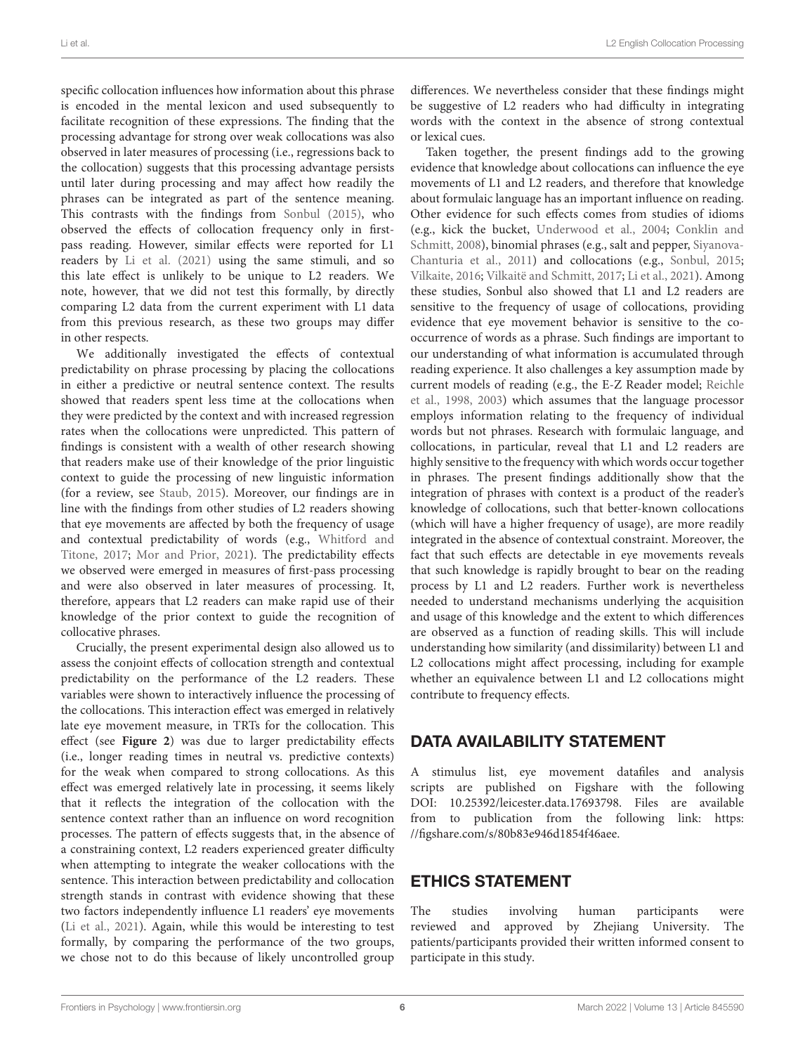specific collocation influences how information about this phrase is encoded in the mental lexicon and used subsequently to facilitate recognition of these expressions. The finding that the processing advantage for strong over weak collocations was also observed in later measures of processing (i.e., regressions back to the collocation) suggests that this processing advantage persists until later during processing and may affect how readily the phrases can be integrated as part of the sentence meaning. This contrasts with the findings from Sonbul (2015), who observed the effects of collocation frequency only in first-pass reading. However, similar effects were reported for L1 readers by Li et al. (2021) using the same stimuli, and so this late effect is unlikely to be unique to L2 readers. We note, however, that we did not test this formally, by directly comparing L2 data from the current experiment with L1 data from this previous research, as these two groups may differ in other respects.

We additionally investigated the effects of contextual predictability on phrase processing by placing the collocations in either a predictive or neutral sentence context. The results showed that readers spent less time at the collocations when they were predicted by the context and with increased regression rates when the collocations were unpredicted. This pattern of findings is consistent with a wealth of other research showing that readers make use of their knowledge of the prior linguistic context to guide the processing of new linguistic information (for a review, see Staub, 2015). Moreover, our findings are in line with the findings from other studies of L2 readers showing that eye movements are affected by both the frequency of usage and contextual predictability of words (e.g., Whitford and Titone, 2017; Mor and Prior, 2021). The predictability effects we observed were emerged in measures of first-pass processing and were also observed in later measures of processing. It, therefore, appears that L2 readers can make rapid use of their knowledge of the prior context to guide the recognition of collocative phrases.

Crucially, the present experimental design also allowed us to assess the conjoint effects of collocation strength and contextual predictability on the performance of the L2 readers. These variables were shown to interactively influence the processing of the collocations. This interaction effect was emerged in relatively late eye movement measure, in TRTs for the collocation. This effect (see **Figure 2**) was due to larger predictability effects (i.e., longer reading times in neutral vs. predictive contexts) for the weak when compared to strong collocations. As this effect was emerged relatively late in processing, it seems likely that it reflects the integration of the collocation with the sentence context rather than an influence on word recognition processes. The pattern of effects suggests that, in the absence of a constraining context, L2 readers experienced greater difficulty when attempting to integrate the weaker collocations with the sentence. This interaction between predictability and collocation strength stands in contrast with evidence showing that these two factors independently influence L1 readers' eye movements (Li et al., 2021). Again, while this would be interesting to test formally, by comparing the performance of the two groups, we chose not to do this because of likely uncontrolled group differences. We nevertheless consider that these findings might be suggestive of L2 readers who had difficulty in integrating words with the context in the absence of strong contextual or lexical cues.

Taken together, the present findings add to the growing evidence that knowledge about collocations can influence the eye movements of L1 and L2 readers, and therefore that knowledge about formulaic language has an important influence on reading. Other evidence for such effects comes from studies of idioms (e.g., kick the bucket, Underwood et al., 2004; Conklin and Schmitt, 2008), binomial phrases (e.g., salt and pepper, Siyanova-Chanturia et al., 2011) and collocations (e.g., Sonbul, 2015; Vilkaite, 2016; Vilkaitë and Schmitt, 2017; Li et al., 2021). Among these studies, Sonbul also showed that L1 and L2 readers are sensitive to the frequency of usage of collocations, providing evidence that eye movement behavior is sensitive to the co-occurrence of words as a phrase. Such findings are important to our understanding of what information is accumulated through reading experience. It also challenges a key assumption made by current models of reading (e.g., the E-Z Reader model; Reichle et al., 1998, 2003) which assumes that the language processor employs information relating to the frequency of individual words but not phrases. Research with formulaic language, and collocations, in particular, reveal that L1 and L2 readers are highly sensitive to the frequency with which words occur together in phrases. The present findings additionally show that the integration of phrases with context is a product of the reader's knowledge of collocations, such that better-known collocations (which will have a higher frequency of usage), are more readily integrated in the absence of contextual constraint. Moreover, the fact that such effects are detectable in eye movements reveals that such knowledge is rapidly brought to bear on the reading process by L1 and L2 readers. Further work is nevertheless needed to understand mechanisms underlying the acquisition and usage of this knowledge and the extent to which differences are observed as a function of reading skills. This will include understanding how similarity (and dissimilarity) between L1 and L2 collocations might affect processing, including for example whether an equivalence between L1 and L2 collocations might contribute to frequency effects.

## DATA AVAILABILITY STATEMENT

A stimulus list, eye movement datafiles and analysis scripts are published on Figshare with the following DOI: 10.25392/leicester.data.17693798. Files are available from to publication from the following link: https://figshare.com/s/80b83e946d1854f46aee.

## ETHICS STATEMENT

The studies involving human participants were reviewed and approved by Zhejiang University. The patients/participants provided their written informed consent to participate in this study.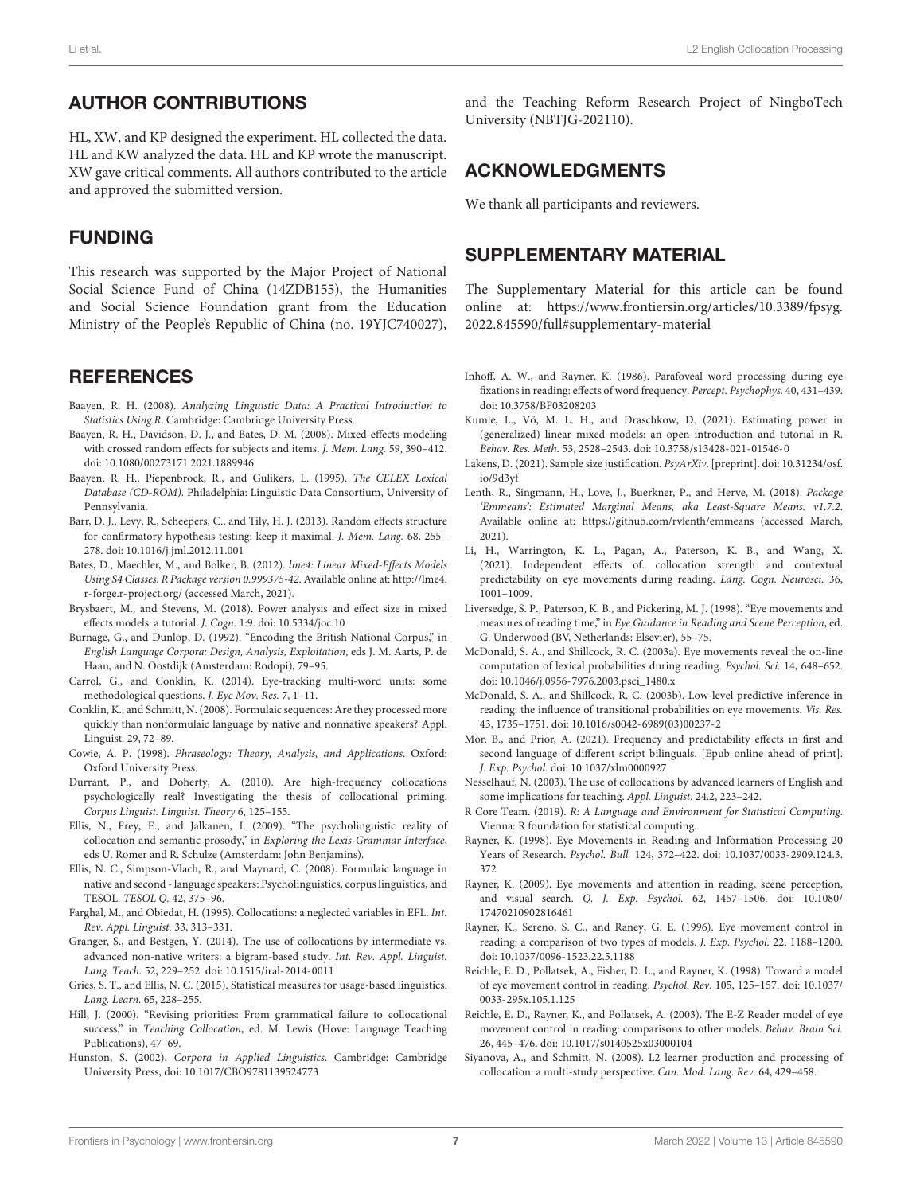## AUTHOR CONTRIBUTIONS

HL, XW, and KP designed the experiment. HL collected the data. HL and KW analyzed the data. HL and KP wrote the manuscript. XW gave critical comments. All authors contributed to the article and approved the submitted version.

## FUNDING

This research was supported by the Major Project of National Social Science Fund of China (14ZDB155), the Humanities and Social Science Foundation grant from the Education Ministry of the People's Republic of China (no. 19YJC740027), and the Teaching Reform Research Project of NingboTech University (NBTJG-202110).

## ACKNOWLEDGMENTS

We thank all participants and reviewers.

## SUPPLEMENTARY MATERIAL

The Supplementary Material for this article can be found online at: https://www.frontiersin.org/articles/10.3389/fpsyg.2022.845590/full#supplementary-material

## REFERENCES

Baayen, R. H. (2008). *Analyzing Linguistic Data: A Practical Introduction to Statistics Using R*. Cambridge: Cambridge University Press.

Baayen, R. H., Davidson, D. J., and Bates, D. M. (2008). Mixed-effects modeling with crossed random effects for subjects and items. *J. Mem. Lang.* 59, 390–412. doi: 10.1080/00273171.2021.1889946

Baayen, R. H., Piepenbrock, R., and Gulikers, L. (1995). *The CELEX Lexical Database (CD-ROM)*. Philadelphia: Linguistic Data Consortium, University of Pennsylvania.

Barr, D. J., Levy, R., Scheepers, C., and Tily, H. J. (2013). Random effects structure for confirmatory hypothesis testing: keep it maximal. *J. Mem. Lang.* 68, 255–278. doi: 10.1016/j.jml.2012.11.001

Bates, D., Maechler, M., and Bolker, B. (2012). *lme4: Linear Mixed-Effects Models Using S4 Classes. R Package version 0.999375-42*. Available online at: http://lme4.r-forge.r-project.org/ (accessed March, 2021).

Brysbaert, M., and Stevens, M. (2018). Power analysis and effect size in mixed effects models: a tutorial. *J. Cogn.* 1:9. doi: 10.5334/joc.10

Burnage, G., and Dunlop, D. (1992). "Encoding the British National Corpus," in *English Language Corpora: Design, Analysis, Exploitation*, eds J. M. Aarts, P. de Haan, and N. Oostdijk (Amsterdam: Rodopi), 79–95.

Carrol, G., and Conklin, K. (2014). Eye-tracking multi-word units: some methodological questions. *J. Eye Mov. Res.* 7, 1–11.

Conklin, K., and Schmitt, N. (2008). Formulaic sequences: Are they processed more quickly than nonformulaic language by native and nonnative speakers? Appl. Linguist. 29, 72–89.

Cowie, A. P. (1998). *Phraseology: Theory, Analysis, and Applications*. Oxford: Oxford University Press.

Durrant, P., and Doherty, A. (2010). Are high-frequency collocations psychologically real? Investigating the thesis of collocational priming. *Corpus Linguist. Linguist. Theory* 6, 125–155.

Ellis, N., Frey, E., and Jalkanen, I. (2009). "The psycholinguistic reality of collocation and semantic prosody," in *Exploring the Lexis-Grammar Interface*, eds U. Romer and R. Schulze (Amsterdam: John Benjamins).

Ellis, N. C., Simpson-Vlach, R., and Maynard, C. (2008). Formulaic language in native and second - language speakers: Psycholinguistics, corpus linguistics, and TESOL. *TESOL Q.* 42, 375–96.

Farghal, M., and Obiedat, H. (1995). Collocations: a neglected variables in EFL. *Int. Rev. Appl. Linguist.* 33, 313–331.

Granger, S., and Bestgen, Y. (2014). The use of collocations by intermediate vs. advanced non-native writers: a bigram-based study. *Int. Rev. Appl. Linguist. Lang. Teach.* 52, 229–252. doi: 10.1515/iral-2014-0011

Gries, S. T., and Ellis, N. C. (2015). Statistical measures for usage-based linguistics. *Lang. Learn.* 65, 228–255.

Hill, J. (2000). "Revising priorities: From grammatical failure to collocational success," in *Teaching Collocation*, ed. M. Lewis (Hove: Language Teaching Publications), 47–69.

Hunston, S. (2002). *Corpora in Applied Linguistics*. Cambridge: Cambridge University Press, doi: 10.1017/CBO9781139524773

Inhoff, A. W., and Rayner, K. (1986). Parafoveal word processing during eye fixations in reading: effects of word frequency. *Percept. Psychophys.* 40, 431–439. doi: 10.3758/BF03208203

Kumle, L., Võ, M. L. H., and Draschkow, D. (2021). Estimating power in (generalized) linear mixed models: an open introduction and tutorial in R. *Behav. Res. Meth.* 53, 2528–2543. doi: 10.3758/s13428-021-01546-0

Lakens, D. (2021). Sample size justification. *PsyArXiv*. [preprint]. doi: 10.31234/osf.io/9d3yf

Lenth, R., Singmann, H., Love, J., Buerkner, P., and Herve, M. (2018). *Package 'Emmeans': Estimated Marginal Means, aka Least-Square Means. v1.7.2*. Available online at: https://github.com/rvlenth/emmeans (accessed March, 2021).

Li, H., Warrington, K. L., Pagan, A., Paterson, K. B., and Wang, X. (2021). Independent effects of. collocation strength and contextual predictability on eye movements during reading. *Lang. Cogn. Neurosci.* 36, 1001–1009.

Liversedge, S. P., Paterson, K. B., and Pickering, M. J. (1998). "Eye movements and measures of reading time," in *Eye Guidance in Reading and Scene Perception*, ed. G. Underwood (BV, Netherlands: Elsevier), 55–75.

McDonald, S. A., and Shillcock, R. C. (2003a). Eye movements reveal the on-line computation of lexical probabilities during reading. *Psychol. Sci.* 14, 648–652. doi: 10.1046/j.0956-7976.2003.psci_1480.x

McDonald, S. A., and Shillcock, R. C. (2003b). Low-level predictive inference in reading: the influence of transitional probabilities on eye movements. *Vis. Res.* 43, 1735–1751. doi: 10.1016/s0042-6989(03)00237-2

Mor, B., and Prior, A. (2021). Frequency and predictability effects in first and second language of different script bilinguals. [Epub online ahead of print]. *J. Exp. Psychol.* doi: 10.1037/xlm0000927

Nesselhauf, N. (2003). The use of collocations by advanced learners of English and some implications for teaching. *Appl. Linguist.* 24.2, 223–242.

R Core Team. (2019). *R: A Language and Environment for Statistical Computing*. Vienna: R foundation for statistical computing.

Rayner, K. (1998). Eye Movements in Reading and Information Processing 20 Years of Research. *Psychol. Bull.* 124, 372–422. doi: 10.1037/0033-2909.124.3.372

Rayner, K. (2009). Eye movements and attention in reading, scene perception, and visual search. *Q. J. Exp. Psychol.* 62, 1457–1506. doi: 10.1080/17470210902816461

Rayner, K., Sereno, S. C., and Raney, G. E. (1996). Eye movement control in reading: a comparison of two types of models. *J. Exp. Psychol.* 22, 1188–1200. doi: 10.1037/0096-1523.22.5.1188

Reichle, E. D., Pollatsek, A., Fisher, D. L., and Rayner, K. (1998). Toward a model of eye movement control in reading. *Psychol. Rev.* 105, 125–157. doi: 10.1037/0033-295x.105.1.125

Reichle, E. D., Rayner, K., and Pollatsek, A. (2003). The E-Z Reader model of eye movement control in reading: comparisons to other models. *Behav. Brain Sci.* 26, 445–476. doi: 10.1017/s0140525x03000104

Siyanova, A., and Schmitt, N. (2008). L2 learner production and processing of collocation: a multi-study perspective. *Can. Mod. Lang. Rev.* 64, 429–458.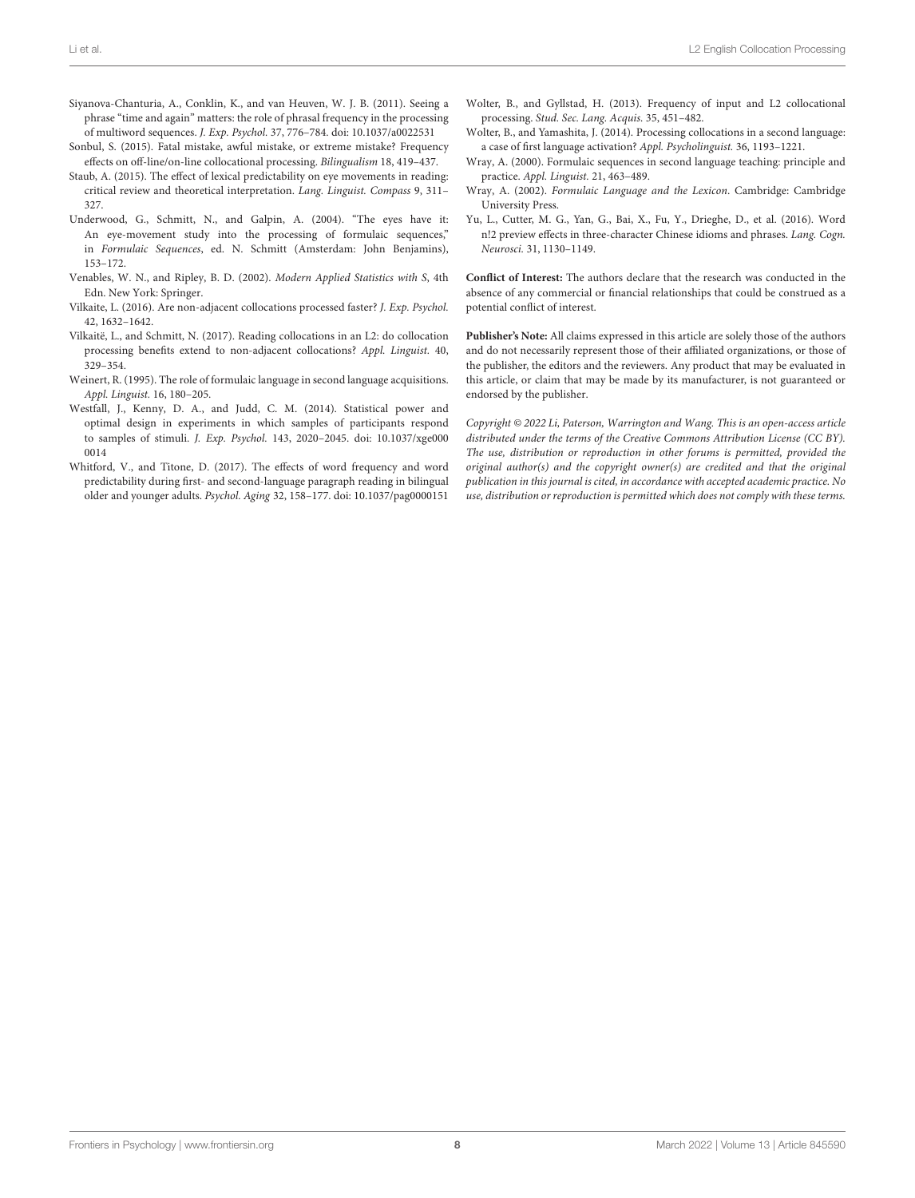Siyanova-Chanturia, A., Conklin, K., and van Heuven, W. J. B. (2011). Seeing a phrase "time and again" matters: the role of phrasal frequency in the processing of multiword sequences. *J. Exp. Psychol.* 37, 776–784. doi: 10.1037/a0022531

Sonbul, S. (2015). Fatal mistake, awful mistake, or extreme mistake? Frequency effects on off-line/on-line collocational processing. *Bilingualism* 18, 419–437.

Staub, A. (2015). The effect of lexical predictability on eye movements in reading: critical review and theoretical interpretation. *Lang. Linguist. Compass* 9, 311–327.

Underwood, G., Schmitt, N., and Galpin, A. (2004). "The eyes have it: An eye-movement study into the processing of formulaic sequences," in *Formulaic Sequences*, ed. N. Schmitt (Amsterdam: John Benjamins), 153–172.

Venables, W. N., and Ripley, B. D. (2002). *Modern Applied Statistics with S*, 4th Edn. New York: Springer.

Vilkaite, L. (2016). Are non-adjacent collocations processed faster? *J. Exp. Psychol.* 42, 1632–1642.

Vilkaitë, L., and Schmitt, N. (2017). Reading collocations in an L2: do collocation processing benefits extend to non-adjacent collocations? *Appl. Linguist.* 40, 329–354.

Weinert, R. (1995). The role of formulaic language in second language acquisitions. *Appl. Linguist.* 16, 180–205.

Westfall, J., Kenny, D. A., and Judd, C. M. (2014). Statistical power and optimal design in experiments in which samples of participants respond to samples of stimuli. *J. Exp. Psychol.* 143, 2020–2045. doi: 10.1037/xge0000014

Whitford, V., and Titone, D. (2017). The effects of word frequency and word predictability during first- and second-language paragraph reading in bilingual older and younger adults. *Psychol. Aging* 32, 158–177. doi: 10.1037/pag0000151

Wolter, B., and Gyllstad, H. (2013). Frequency of input and L2 collocational processing. *Stud. Sec. Lang. Acquis.* 35, 451–482.

Wolter, B., and Yamashita, J. (2014). Processing collocations in a second language: a case of first language activation? *Appl. Psycholinguist.* 36, 1193–1221.

Wray, A. (2000). Formulaic sequences in second language teaching: principle and practice. *Appl. Linguist.* 21, 463–489.

Wray, A. (2002). *Formulaic Language and the Lexicon*. Cambridge: Cambridge University Press.

Yu, L., Cutter, M. G., Yan, G., Bai, X., Fu, Y., Drieghe, D., et al. (2016). Word n!2 preview effects in three-character Chinese idioms and phrases. *Lang. Cogn. Neurosci.* 31, 1130–1149.

**Conflict of Interest:** The authors declare that the research was conducted in the absence of any commercial or financial relationships that could be construed as a potential conflict of interest.

**Publisher's Note:** All claims expressed in this article are solely those of the authors and do not necessarily represent those of their affiliated organizations, or those of the publisher, the editors and the reviewers. Any product that may be evaluated in this article, or claim that may be made by its manufacturer, is not guaranteed or endorsed by the publisher.

*Copyright © 2022 Li, Paterson, Warrington and Wang. This is an open-access article distributed under the terms of the Creative Commons Attribution License (CC BY). The use, distribution or reproduction in other forums is permitted, provided the original author(s) and the copyright owner(s) are credited and that the original publication in this journal is cited, in accordance with accepted academic practice. No use, distribution or reproduction is permitted which does not comply with these terms.*